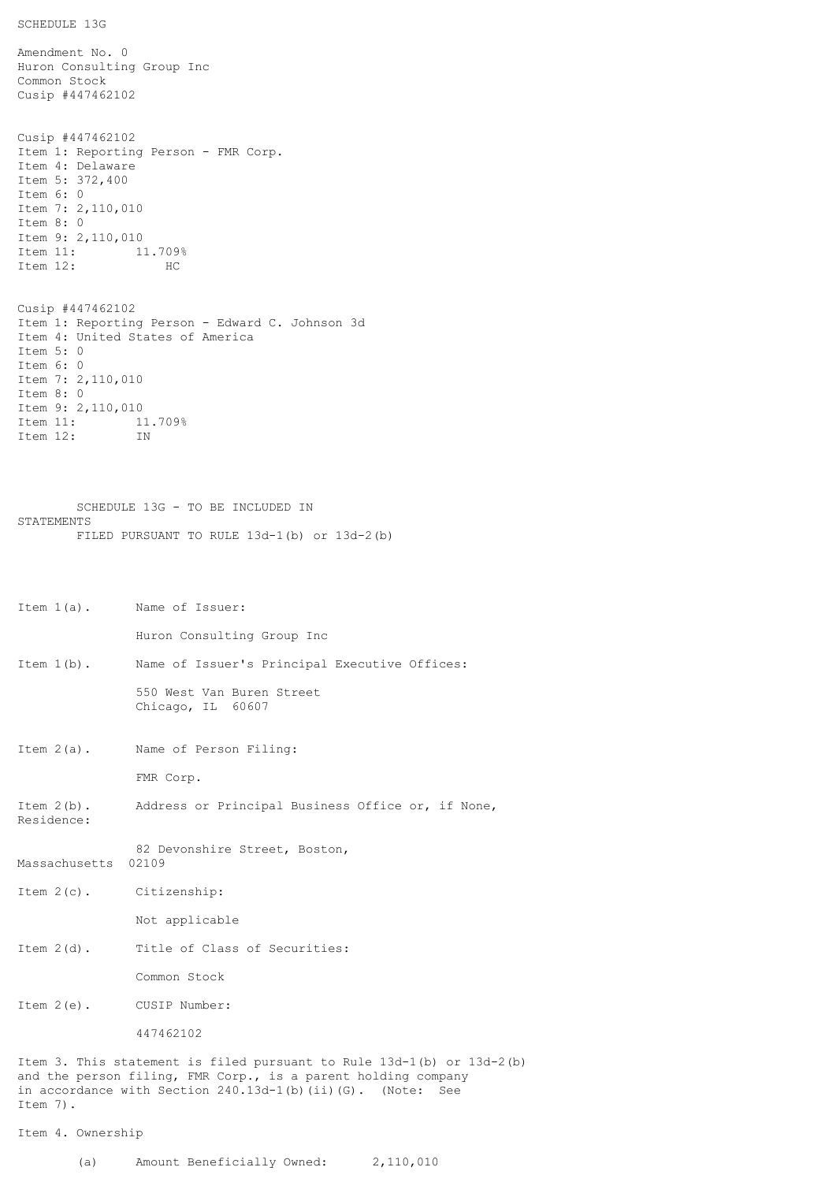SCHEDULE 13G

Amendment No. 0
Huron Consulting Group Inc
Common Stock
Cusip #447462102

Cusip #447462102
Item 1: Reporting Person - FMR Corp.
Item 4: Delaware
Item 5: 372,400
Item 6: 0
Item 7: 2,110,010
Item 8: 0
Item 9: 2,110,010
Item 11: 11.709%
Item 12: HC

Cusip #447462102
Item 1: Reporting Person - Edward C. Johnson 3d
Item 4: United States of America
Item 5: 0
Item 6: 0
Item 7: 2,110,010
Item 8: 0
Item 9: 2,110,010
Item 11: 11.709%
Item 12: IN

SCHEDULE 13G - TO BE INCLUDED IN STATEMENTS
FILED PURSUANT TO RULE 13d-1(b) or 13d-2(b)

Item 1(a). Name of Issuer:

Huron Consulting Group Inc

Item 1(b). Name of Issuer's Principal Executive Offices:

550 West Van Buren Street
Chicago, IL 60607

Item 2(a). Name of Person Filing:

FMR Corp.

Item 2(b). Address or Principal Business Office or, if None, Residence:

82 Devonshire Street, Boston, Massachusetts 02109

Item 2(c). Citizenship:

Not applicable

Item 2(d). Title of Class of Securities:

Common Stock

Item 2(e). CUSIP Number:

447462102

Item 3. This statement is filed pursuant to Rule 13d-1(b) or 13d-2(b) and the person filing, FMR Corp., is a parent holding company in accordance with Section 240.13d-1(b)(ii)(G). (Note: See Item 7).

Item 4. Ownership

(a) Amount Beneficially Owned: 2,110,010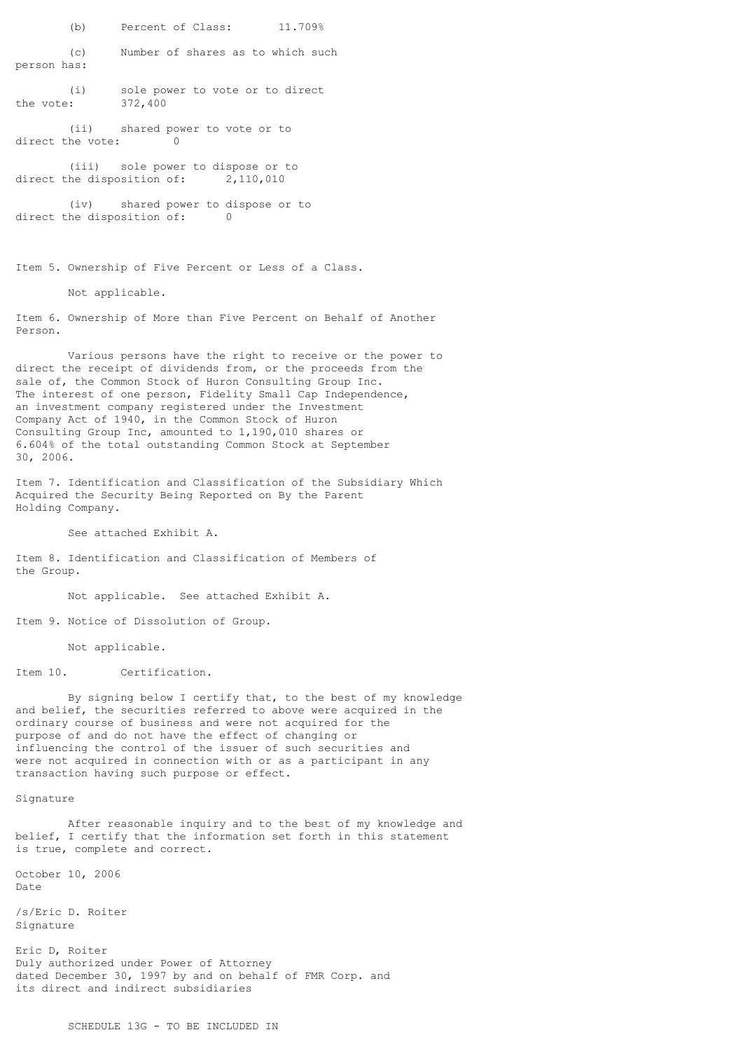(b) Percent of Class: 11.709%

(c) Number of shares as to which such person has:

(i) sole power to vote or to direct the vote: 372,400

(ii) shared power to vote or to direct the vote: 0

(iii) sole power to dispose or to direct the disposition of: 2,110,010

(iv) shared power to dispose or to direct the disposition of: 0

Item 5. Ownership of Five Percent or Less of a Class.

Not applicable.

Item 6. Ownership of More than Five Percent on Behalf of Another Person.

Various persons have the right to receive or the power to direct the receipt of dividends from, or the proceeds from the sale of, the Common Stock of Huron Consulting Group Inc. The interest of one person, Fidelity Small Cap Independence, an investment company registered under the Investment Company Act of 1940, in the Common Stock of Huron Consulting Group Inc, amounted to 1,190,010 shares or 6.604% of the total outstanding Common Stock at September 30, 2006.

Item 7. Identification and Classification of the Subsidiary Which Acquired the Security Being Reported on By the Parent Holding Company.

See attached Exhibit A.

Item 8. Identification and Classification of Members of the Group.

Not applicable. See attached Exhibit A.

Item 9. Notice of Dissolution of Group.

Not applicable.

Item 10. Certification.

By signing below I certify that, to the best of my knowledge and belief, the securities referred to above were acquired in the ordinary course of business and were not acquired for the purpose of and do not have the effect of changing or influencing the control of the issuer of such securities and were not acquired in connection with or as a participant in any transaction having such purpose or effect.

Signature

After reasonable inquiry and to the best of my knowledge and belief, I certify that the information set forth in this statement is true, complete and correct.

October 10, 2006
Date

/s/Eric D. Roiter
Signature

Eric D, Roiter
Duly authorized under Power of Attorney dated December 30, 1997 by and on behalf of FMR Corp. and its direct and indirect subsidiaries

SCHEDULE 13G - TO BE INCLUDED IN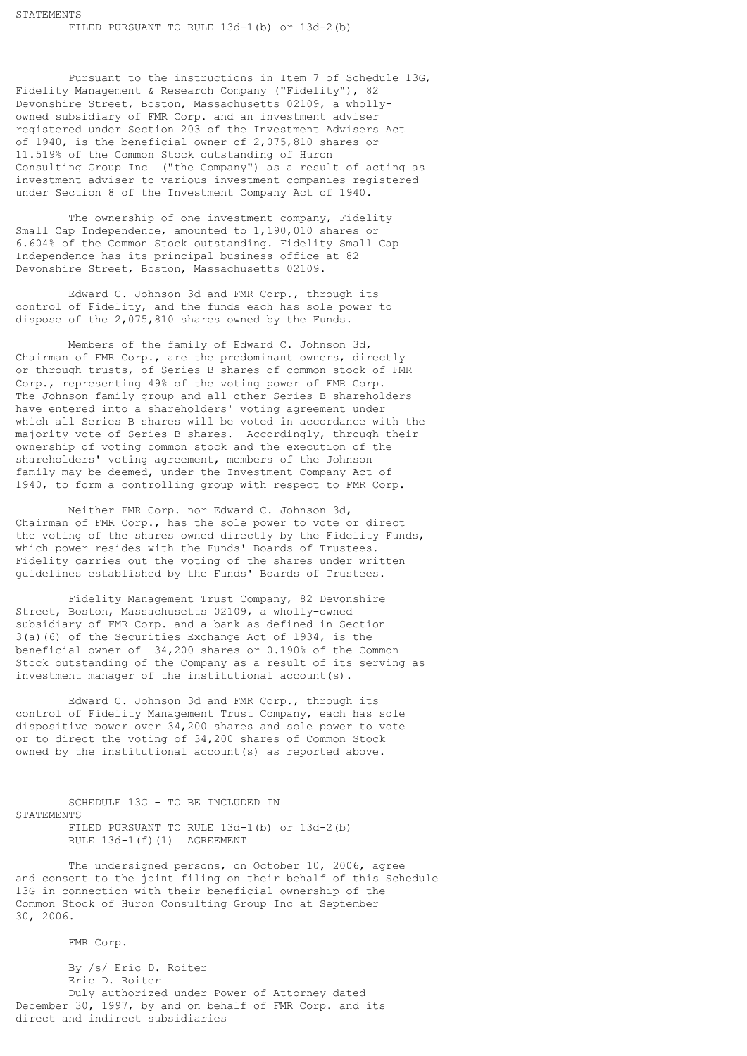STATEMENTS
FILED PURSUANT TO RULE 13d-1(b) or 13d-2(b)

Pursuant to the instructions in Item 7 of Schedule 13G, Fidelity Management & Research Company ("Fidelity"), 82 Devonshire Street, Boston, Massachusetts 02109, a wholly-owned subsidiary of FMR Corp. and an investment adviser registered under Section 203 of the Investment Advisers Act of 1940, is the beneficial owner of 2,075,810 shares or 11.519% of the Common Stock outstanding of Huron Consulting Group Inc ("the Company") as a result of acting as investment adviser to various investment companies registered under Section 8 of the Investment Company Act of 1940.

The ownership of one investment company, Fidelity Small Cap Independence, amounted to 1,190,010 shares or 6.604% of the Common Stock outstanding. Fidelity Small Cap Independence has its principal business office at 82 Devonshire Street, Boston, Massachusetts 02109.

Edward C. Johnson 3d and FMR Corp., through its control of Fidelity, and the funds each has sole power to dispose of the 2,075,810 shares owned by the Funds.

Members of the family of Edward C. Johnson 3d, Chairman of FMR Corp., are the predominant owners, directly or through trusts, of Series B shares of common stock of FMR Corp., representing 49% of the voting power of FMR Corp. The Johnson family group and all other Series B shareholders have entered into a shareholders' voting agreement under which all Series B shares will be voted in accordance with the majority vote of Series B shares. Accordingly, through their ownership of voting common stock and the execution of the shareholders' voting agreement, members of the Johnson family may be deemed, under the Investment Company Act of 1940, to form a controlling group with respect to FMR Corp.

Neither FMR Corp. nor Edward C. Johnson 3d, Chairman of FMR Corp., has the sole power to vote or direct the voting of the shares owned directly by the Fidelity Funds, which power resides with the Funds' Boards of Trustees. Fidelity carries out the voting of the shares under written guidelines established by the Funds' Boards of Trustees.

Fidelity Management Trust Company, 82 Devonshire Street, Boston, Massachusetts 02109, a wholly-owned subsidiary of FMR Corp. and a bank as defined in Section 3(a)(6) of the Securities Exchange Act of 1934, is the beneficial owner of 34,200 shares or 0.190% of the Common Stock outstanding of the Company as a result of its serving as investment manager of the institutional account(s).

Edward C. Johnson 3d and FMR Corp., through its control of Fidelity Management Trust Company, each has sole dispositive power over 34,200 shares and sole power to vote or to direct the voting of 34,200 shares of Common Stock owned by the institutional account(s) as reported above.

SCHEDULE 13G - TO BE INCLUDED IN STATEMENTS
FILED PURSUANT TO RULE 13d-1(b) or 13d-2(b)
RULE 13d-1(f)(1) AGREEMENT

The undersigned persons, on October 10, 2006, agree and consent to the joint filing on their behalf of this Schedule 13G in connection with their beneficial ownership of the Common Stock of Huron Consulting Group Inc at September 30, 2006.

FMR Corp.

By /s/ Eric D. Roiter
Eric D. Roiter
Duly authorized under Power of Attorney dated December 30, 1997, by and on behalf of FMR Corp. and its direct and indirect subsidiaries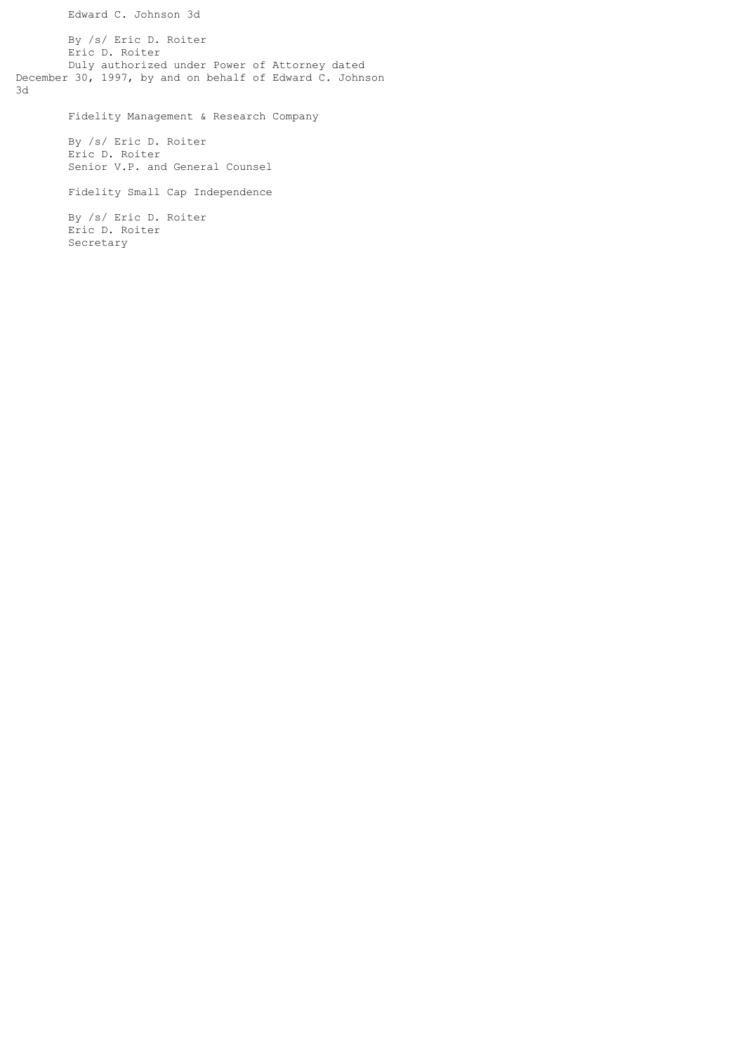Edward C. Johnson 3d

By /s/ Eric D. Roiter
Eric D. Roiter
Duly authorized under Power of Attorney dated December 30, 1997, by and on behalf of Edward C. Johnson 3d

Fidelity Management & Research Company

By /s/ Eric D. Roiter
Eric D. Roiter
Senior V.P. and General Counsel

Fidelity Small Cap Independence

By /s/ Eric D. Roiter
Eric D. Roiter
Secretary